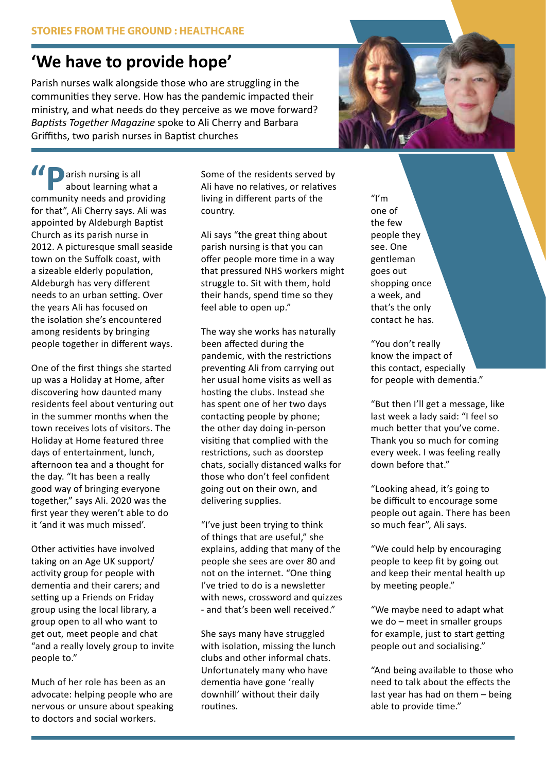STORIES FROM THE GROUND : HEALTHCARE

# 'We have to provide hope'

Parish nurses walk alongside those who are struggling in the communities they serve. How has the pandemic impacted their ministry, and what needs do they perceive as we move forward? *Baptists Together Magazine* spoke to Ali Cherry and Barbara Griffiths, two parish nurses in Baptist churches

"Parish nursing is all about learning what a community needs and providing for that", Ali Cherry says. Ali was appointed by Aldeburgh Baptist Church as its parish nurse in 2012. A picturesque small seaside town on the Suffolk coast, with a sizeable elderly population, Aldeburgh has very different needs to an urban setting. Over the years Ali has focused on the isolation she's encountered among residents by bringing people together in different ways.

One of the first things she started up was a Holiday at Home, after discovering how daunted many residents feel about venturing out in the summer months when the town receives lots of visitors. The Holiday at Home featured three days of entertainment, lunch, afternoon tea and a thought for the day. "It has been a really good way of bringing everyone together," says Ali. 2020 was the first year they weren't able to do it 'and it was much missed'.

Other activities have involved taking on an Age UK support/activity group for people with dementia and their carers; and setting up a Friends on Friday group using the local library, a group open to all who want to get out, meet people and chat "and a really lovely group to invite people to."

Much of her role has been as an advocate: helping people who are nervous or unsure about speaking to doctors and social workers.

Some of the residents served by Ali have no relatives, or relatives living in different parts of the country.

Ali says "the great thing about parish nursing is that you can offer people more time in a way that pressured NHS workers might struggle to. Sit with them, hold their hands, spend time so they feel able to open up."

The way she works has naturally been affected during the pandemic, with the restrictions preventing Ali from carrying out her usual home visits as well as hosting the clubs. Instead she has spent one of her two days contacting people by phone; the other day doing in-person visiting that complied with the restrictions, such as doorstep chats, socially distanced walks for those who don't feel confident going out on their own, and delivering supplies.

"I've just been trying to think of things that are useful," she explains, adding that many of the people she sees are over 80 and not on the internet. "One thing I've tried to do is a newsletter with news, crossword and quizzes - and that's been well received."

She says many have struggled with isolation, missing the lunch clubs and other informal chats. Unfortunately many who have dementia have gone 'really downhill' without their daily routines.

"I'm one of the few people they see. One gentleman goes out shopping once a week, and that's the only contact he has.

"You don't really know the impact of this contact, especially for people with dementia."

"But then I'll get a message, like last week a lady said: "I feel so much better that you've come. Thank you so much for coming every week. I was feeling really down before that."

"Looking ahead, it's going to be difficult to encourage some people out again. There has been so much fear", Ali says.

"We could help by encouraging people to keep fit by going out and keep their mental health up by meeting people."

"We maybe need to adapt what we do – meet in smaller groups for example, just to start getting people out and socialising."

"And being available to those who need to talk about the effects the last year has had on them – being able to provide time."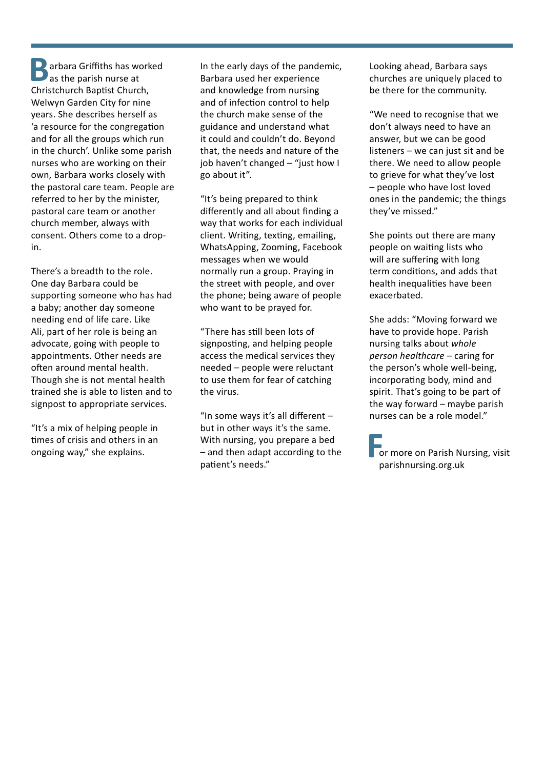Barbara Griffiths has worked as the parish nurse at Christchurch Baptist Church, Welwyn Garden City for nine years. She describes herself as 'a resource for the congregation and for all the groups which run in the church'. Unlike some parish nurses who are working on their own, Barbara works closely with the pastoral care team. People are referred to her by the minister, pastoral care team or another church member, always with consent. Others come to a drop-in.

There's a breadth to the role. One day Barbara could be supporting someone who has had a baby; another day someone needing end of life care. Like Ali, part of her role is being an advocate, going with people to appointments. Other needs are often around mental health. Though she is not mental health trained she is able to listen and to signpost to appropriate services.

"It's a mix of helping people in times of crisis and others in an ongoing way," she explains.

In the early days of the pandemic, Barbara used her experience and knowledge from nursing and of infection control to help the church make sense of the guidance and understand what it could and couldn't do. Beyond that, the needs and nature of the job haven't changed – "just how I go about it".

"It's being prepared to think differently and all about finding a way that works for each individual client. Writing, texting, emailing, WhatsApping, Zooming, Facebook messages when we would normally run a group. Praying in the street with people, and over the phone; being aware of people who want to be prayed for.

"There has still been lots of signposting, and helping people access the medical services they needed – people were reluctant to use them for fear of catching the virus.

"In some ways it's all different – but in other ways it's the same. With nursing, you prepare a bed – and then adapt according to the patient's needs."

Looking ahead, Barbara says churches are uniquely placed to be there for the community.

"We need to recognise that we don't always need to have an answer, but we can be good listeners – we can just sit and be there. We need to allow people to grieve for what they've lost – people who have lost loved ones in the pandemic; the things they've missed."

She points out there are many people on waiting lists who will are suffering with long term conditions, and adds that health inequalities have been exacerbated.

She adds: "Moving forward we have to provide hope. Parish nursing talks about *whole person healthcare* – caring for the person's whole well-being, incorporating body, mind and spirit. That's going to be part of the way forward – maybe parish nurses can be a role model."

For more on Parish Nursing, visit parishnursing.org.uk